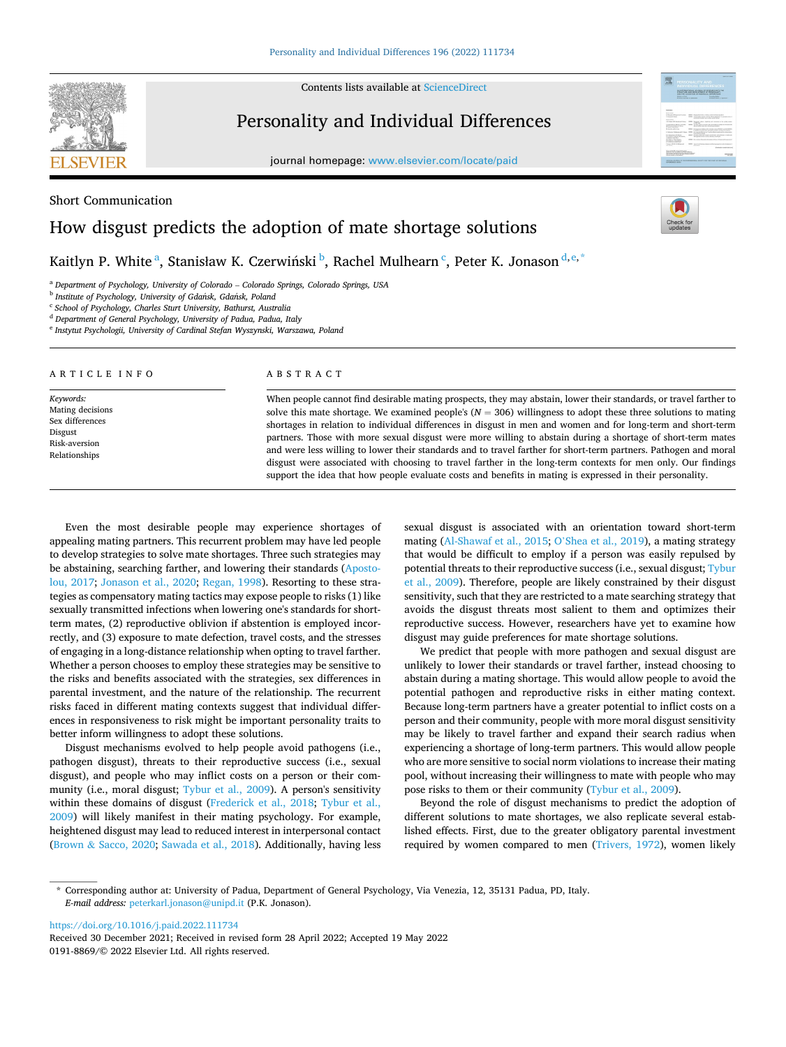Short Communication

# How disgust predicts the adoption of mate shortage solutions

Kaitlyn P. White [a], Stanisław K. Czerwiński [b], Rachel Mulhearn [c], Peter K. Jonason [d,e,*]

[a] Department of Psychology, University of Colorado – Colorado Springs, Colorado Springs, USA
[b] Institute of Psychology, University of Gdańsk, Gdańsk, Poland
[c] School of Psychology, Charles Sturt University, Bathurst, Australia
[d] Department of General Psychology, University of Padua, Padua, Italy
[e] Instytut Psychologii, University of Cardinal Stefan Wyszynski, Warszawa, Poland

## ARTICLE INFO

*Keywords:*
Mating decisions
Sex differences
Disgust
Risk-aversion
Relationships

## ABSTRACT

When people cannot find desirable mating prospects, they may abstain, lower their standards, or travel farther to solve this mate shortage. We examined people's ($N = 306$) willingness to adopt these three solutions to mating shortages in relation to individual differences in disgust in men and women and for long-term and short-term partners. Those with more sexual disgust were more willing to abstain during a shortage of short-term mates and were less willing to lower their standards and to travel farther for short-term partners. Pathogen and moral disgust were associated with choosing to travel farther in the long-term contexts for men only. Our findings support the idea that how people evaluate costs and benefits in mating is expressed in their personality.

Even the most desirable people may experience shortages of appealing mating partners. This recurrent problem may have led people to develop strategies to solve mate shortages. Three such strategies may be abstaining, searching farther, and lowering their standards (Apostolou, 2017; Jonason et al., 2020; Regan, 1998). Resorting to these strategies as compensatory mating tactics may expose people to risks (1) like sexually transmitted infections when lowering one's standards for short-term mates, (2) reproductive oblivion if abstention is employed incorrectly, and (3) exposure to mate defection, travel costs, and the stresses of engaging in a long-distance relationship when opting to travel farther. Whether a person chooses to employ these strategies may be sensitive to the risks and benefits associated with the strategies, sex differences in parental investment, and the nature of the relationship. The recurrent risks faced in different mating contexts suggest that individual differences in responsiveness to risk might be important personality traits to better inform willingness to adopt these solutions.

Disgust mechanisms evolved to help people avoid pathogens (i.e., pathogen disgust), threats to their reproductive success (i.e., sexual disgust), and people who may inflict costs on a person or their community (i.e., moral disgust; Tybur et al., 2009). A person's sensitivity within these domains of disgust (Frederick et al., 2018; Tybur et al., 2009) will likely manifest in their mating psychology. For example, heightened disgust may lead to reduced interest in interpersonal contact (Brown & Sacco, 2020; Sawada et al., 2018). Additionally, having less sexual disgust is associated with an orientation toward short-term mating (Al-Shawaf et al., 2015; O'Shea et al., 2019), a mating strategy that would be difficult to employ if a person was easily repulsed by potential threats to their reproductive success (i.e., sexual disgust; Tybur et al., 2009). Therefore, people are likely constrained by their disgust sensitivity, such that they are restricted to a mate searching strategy that avoids the disgust threats most salient to them and optimizes their reproductive success. However, researchers have yet to examine how disgust may guide preferences for mate shortage solutions.

We predict that people with more pathogen and sexual disgust are unlikely to lower their standards or travel farther, instead choosing to abstain during a mating shortage. This would allow people to avoid the potential pathogen and reproductive risks in either mating context. Because long-term partners have a greater potential to inflict costs on a person and their community, people with more moral disgust sensitivity may be likely to travel farther and expand their search radius when experiencing a shortage of long-term partners. This would allow people who are more sensitive to social norm violations to increase their mating pool, without increasing their willingness to mate with people who may pose risks to them or their community (Tybur et al., 2009).

Beyond the role of disgust mechanisms to predict the adoption of different solutions to mate shortages, we also replicate several established effects. First, due to the greater obligatory parental investment required by women compared to men (Trivers, 1972), women likely

* Corresponding author at: University of Padua, Department of General Psychology, Via Venezia, 12, 35131 Padua, PD, Italy.
*E-mail address:* peterkarl.jonason@unipd.it (P.K. Jonason).

https://doi.org/10.1016/j.paid.2022.111734
Received 30 December 2021; Received in revised form 28 April 2022; Accepted 19 May 2022
0191-8869/© 2022 Elsevier Ltd. All rights reserved.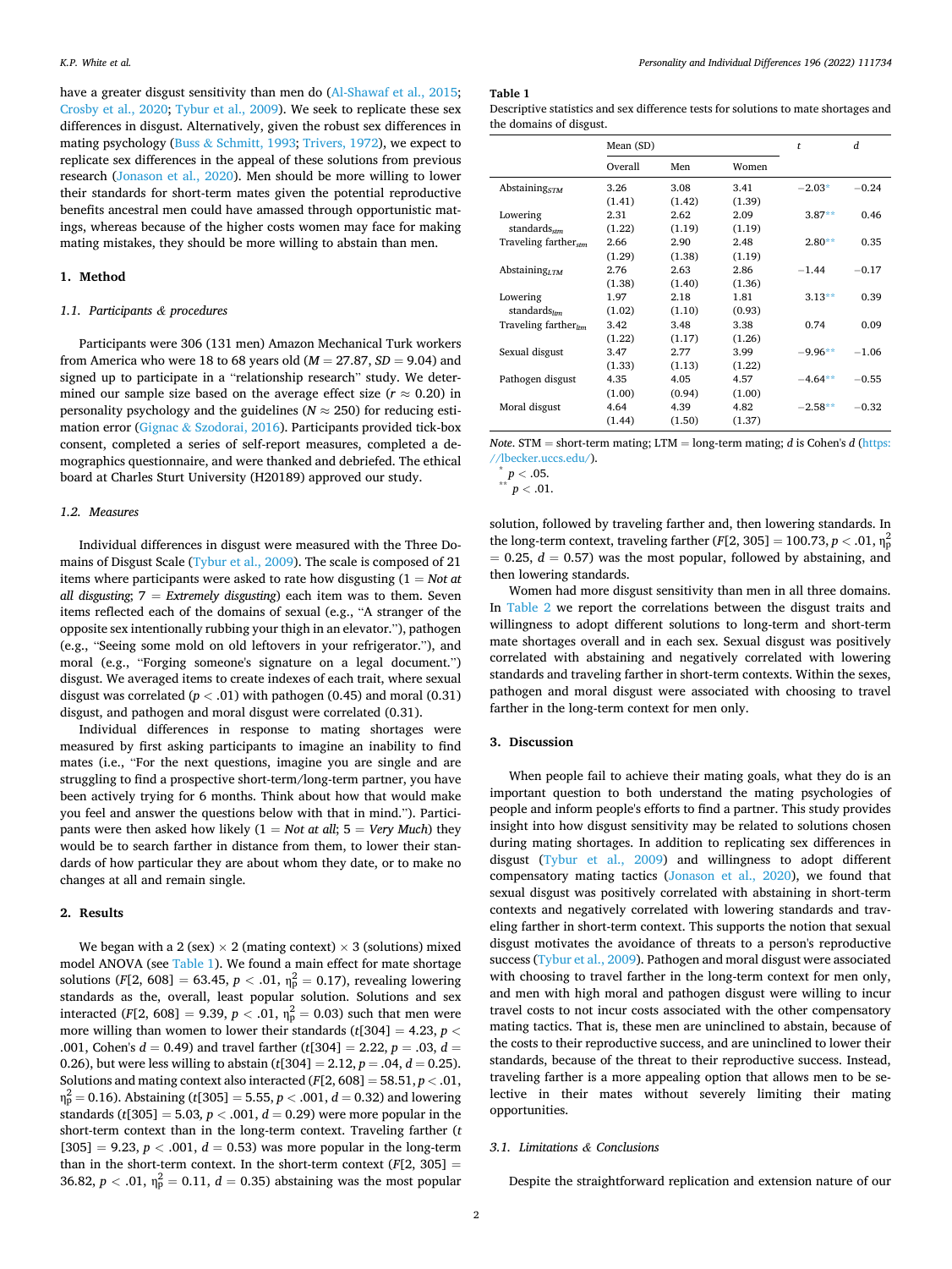have a greater disgust sensitivity than men do (Al-Shawaf et al., 2015; Crosby et al., 2020; Tybur et al., 2009). We seek to replicate these sex differences in disgust. Alternatively, given the robust sex differences in mating psychology (Buss & Schmitt, 1993; Trivers, 1972), we expect to replicate sex differences in the appeal of these solutions from previous research (Jonason et al., 2020). Men should be more willing to lower their standards for short-term mates given the potential reproductive benefits ancestral men could have amassed through opportunistic matings, whereas because of the higher costs women may face for making mating mistakes, they should be more willing to abstain than men.

## 1. Method

### 1.1. Participants & procedures

Participants were 306 (131 men) Amazon Mechanical Turk workers from America who were 18 to 68 years old ($M = 27.87$, $SD = 9.04$) and signed up to participate in a "relationship research" study. We determined our sample size based on the average effect size ($r \approx 0.20$) in personality psychology and the guidelines ($N \approx 250$) for reducing estimation error (Gignac & Szodorai, 2016). Participants provided tick-box consent, completed a series of self-report measures, completed a demographics questionnaire, and were thanked and debriefed. The ethical board at Charles Sturt University (H20189) approved our study.

### 1.2. Measures

Individual differences in disgust were measured with the Three Domains of Disgust Scale (Tybur et al., 2009). The scale is composed of 21 items where participants were asked to rate how disgusting (1 = *Not at all disgusting*; 7 = *Extremely disgusting*) each item was to them. Seven items reflected each of the domains of sexual (e.g., "A stranger of the opposite sex intentionally rubbing your thigh in an elevator."), pathogen (e.g., "Seeing some mold on old leftovers in your refrigerator."), and moral (e.g., "Forging someone's signature on a legal document.") disgust. We averaged items to create indexes of each trait, where sexual disgust was correlated ($p < .01$) with pathogen (0.45) and moral (0.31) disgust, and pathogen and moral disgust were correlated (0.31).

Individual differences in response to mating shortages were measured by first asking participants to imagine an inability to find mates (i.e., "For the next questions, imagine you are single and are struggling to find a prospective short-term/long-term partner, you have been actively trying for 6 months. Think about how that would make you feel and answer the questions below with that in mind."). Participants were then asked how likely (1 = *Not at all*; 5 = *Very Much*) they would be to search farther in distance from them, to lower their standards of how particular they are about whom they date, or to make no changes at all and remain single.

## 2. Results

We began with a 2 (sex) × 2 (mating context) × 3 (solutions) mixed model ANOVA (see Table 1). We found a main effect for mate shortage solutions ($F[2, 608] = 63.45$, $p < .01$, $\eta_p^2 = 0.17$), revealing lowering standards as the, overall, least popular solution. Solutions and sex interacted ($F[2, 608] = 9.39$, $p < .01$, $\eta_p^2 = 0.03$) such that men were more willing than women to lower their standards ($t[304] = 4.23$, $p < .001$, Cohen's $d = 0.49$) and travel farther ($t[304] = 2.22$, $p = .03$, $d = 0.26$), but were less willing to abstain ($t[304] = 2.12$, $p = .04$, $d = 0.25$). Solutions and mating context also interacted ($F[2, 608] = 58.51$, $p < .01$, $\eta_p^2 = 0.16$). Abstaining ($t[305] = 5.55$, $p < .001$, $d = 0.32$) and lowering standards ($t[305] = 5.03$, $p < .001$, $d = 0.29$) were more popular in the short-term context than in the long-term context. Traveling farther ($t[305] = 9.23$, $p < .001$, $d = 0.53$) was more popular in the long-term than in the short-term context. In the short-term context ($F[2, 305] = 36.82$, $p < .01$, $\eta_p^2 = 0.11$, $d = 0.35$) abstaining was the most popular solution, followed by traveling farther and, then lowering standards. In the long-term context, traveling farther ($F[2, 305] = 100.73$, $p < .01$, $\eta_p^2 = 0.25$, $d = 0.57$) was the most popular, followed by abstaining, and then lowering standards.

**Table 1**
Descriptive statistics and sex difference tests for solutions to mate shortages and the domains of disgust.

| | Mean (SD) | | | $t$ | $d$ |
|---|---|---|---|---|---|
| | Overall | Men | Women | | |
| Abstaining$_{STM}$ | 3.26 (1.41) | 3.08 (1.42) | 3.41 (1.39) | −2.03* | −0.24 |
| Lowering standards$_{stm}$ | 2.31 (1.22) | 2.62 (1.19) | 2.09 (1.19) | 3.87** | 0.46 |
| Traveling farther$_{stm}$ | 2.66 (1.29) | 2.90 (1.38) | 2.48 (1.19) | 2.80** | 0.35 |
| Abstaining$_{LTM}$ | 2.76 (1.38) | 2.63 (1.40) | 2.86 (1.36) | −1.44 | −0.17 |
| Lowering standards$_{ltm}$ | 1.97 (1.02) | 2.18 (1.10) | 1.81 (0.93) | 3.13** | 0.39 |
| Traveling farther$_{ltm}$ | 3.42 (1.22) | 3.48 (1.17) | 3.38 (1.26) | 0.74 | 0.09 |
| Sexual disgust | 3.47 (1.33) | 2.77 (1.13) | 3.99 (1.22) | −9.96** | −1.06 |
| Pathogen disgust | 4.35 (1.00) | 4.05 (0.94) | 4.57 (1.00) | −4.64** | −0.55 |
| Moral disgust | 4.64 (1.44) | 4.39 (1.50) | 4.82 (1.37) | −2.58** | −0.32 |

*Note.* STM = short-term mating; LTM = long-term mating; $d$ is Cohen's $d$ (https://lbecker.uccs.edu/).
* $p < .05$.
** $p < .01$.

Women had more disgust sensitivity than men in all three domains. In Table 2 we report the correlations between the disgust traits and willingness to adopt different solutions to long-term and short-term mate shortages overall and in each sex. Sexual disgust was positively correlated with abstaining and negatively correlated with lowering standards and traveling farther in short-term contexts. Within the sexes, pathogen and moral disgust were associated with choosing to travel farther in the long-term context for men only.

## 3. Discussion

When people fail to achieve their mating goals, what they do is an important question to both understand the mating psychologies of people and inform people's efforts to find a partner. This study provides insight into how disgust sensitivity may be related to solutions chosen during mating shortages. In addition to replicating sex differences in disgust (Tybur et al., 2009) and willingness to adopt different compensatory mating tactics (Jonason et al., 2020), we found that sexual disgust was positively correlated with abstaining in short-term contexts and negatively correlated with lowering standards and traveling farther in short-term context. This supports the notion that sexual disgust motivates the avoidance of threats to a person's reproductive success (Tybur et al., 2009). Pathogen and moral disgust were associated with choosing to travel farther in the long-term context for men only, and men with high moral and pathogen disgust were willing to incur travel costs to not incur costs associated with the other compensatory mating tactics. That is, these men are uninclined to abstain, because of the costs to their reproductive success, and are uninclined to lower their standards, because of the threat to their reproductive success. Instead, traveling farther is a more appealing option that allows men to be selective in their mates without severely limiting their mating opportunities.

### 3.1. Limitations & Conclusions

Despite the straightforward replication and extension nature of our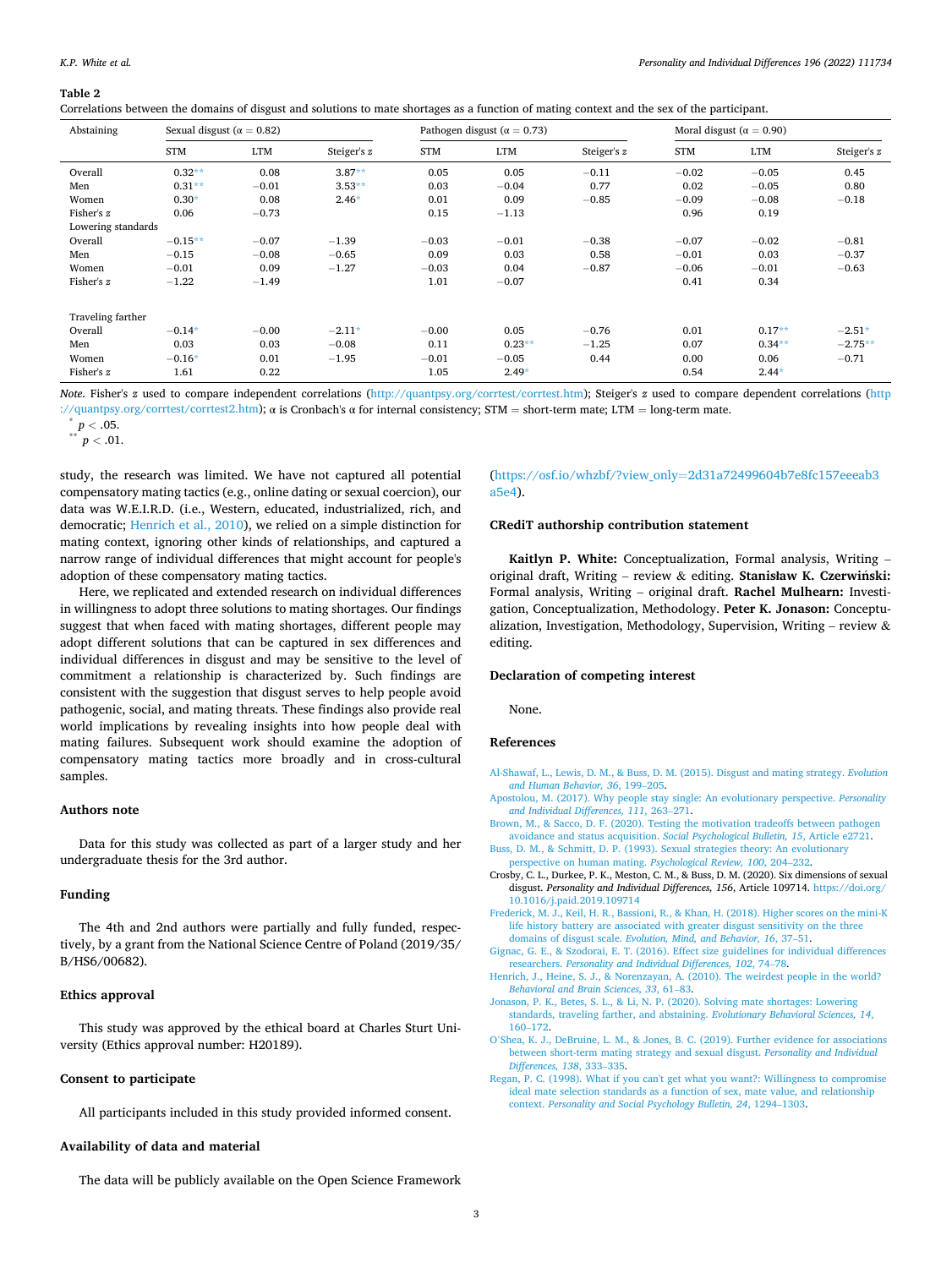**Table 2**

Correlations between the domains of disgust and solutions to mate shortages as a function of mating context and the sex of the participant.

| Abstaining | Sexual disgust (α = 0.82) | | | Pathogen disgust (α = 0.73) | | | Moral disgust (α = 0.90) | | |
|---|---|---|---|---|---|---|---|---|---|
| | STM | LTM | Steiger's $z$ | STM | LTM | Steiger's $z$ | STM | LTM | Steiger's $z$ |
| Overall | 0.32** | 0.08 | 3.87** | 0.05 | 0.05 | −0.11 | −0.02 | −0.05 | 0.45 |
| Men | 0.31** | −0.01 | 3.53** | 0.03 | −0.04 | 0.77 | 0.02 | −0.05 | 0.80 |
| Women | 0.30* | 0.08 | 2.46* | 0.01 | 0.09 | −0.85 | −0.09 | −0.08 | −0.18 |
| Fisher's $z$ | 0.06 | −0.73 | | 0.15 | −1.13 | | 0.96 | 0.19 | |
| Lowering standards | | | | | | | | | |
| Overall | −0.15** | −0.07 | −1.39 | −0.03 | −0.01 | −0.38 | −0.07 | −0.02 | −0.81 |
| Men | −0.15 | −0.08 | −0.65 | 0.09 | 0.03 | 0.58 | −0.01 | 0.03 | −0.37 |
| Women | −0.01 | 0.09 | −1.27 | −0.03 | 0.04 | −0.87 | −0.06 | −0.01 | −0.63 |
| Fisher's $z$ | −1.22 | −1.49 | | 1.01 | −0.07 | | 0.41 | 0.34 | |
| Traveling farther | | | | | | | | | |
| Overall | −0.14* | −0.00 | −2.11* | −0.00 | 0.05 | −0.76 | 0.01 | 0.17** | −2.51* |
| Men | 0.03 | 0.03 | −0.08 | 0.11 | 0.23** | −1.25 | 0.07 | 0.34** | −2.75** |
| Women | −0.16* | 0.01 | −1.95 | −0.01 | −0.05 | 0.44 | 0.00 | 0.06 | −0.71 |
| Fisher's $z$ | 1.61 | 0.22 | | 1.05 | 2.49* | | 0.54 | 2.44* | |

*Note.* Fisher's $z$ used to compare independent correlations (http://quantpsy.org/corrtest/corrtest.htm); Steiger's $z$ used to compare dependent correlations (http://quantpsy.org/corrtest/corrtest2.htm); α is Cronbach's α for internal consistency; STM = short-term mate; LTM = long-term mate.

* $p < .05$.
** $p < .01$.

study, the research was limited. We have not captured all potential compensatory mating tactics (e.g., online dating or sexual coercion), our data was W.E.I.R.D. (i.e., Western, educated, industrialized, rich, and democratic; Henrich et al., 2010), we relied on a simple distinction for mating context, ignoring other kinds of relationships, and captured a narrow range of individual differences that might account for people's adoption of these compensatory mating tactics.

Here, we replicated and extended research on individual differences in willingness to adopt three solutions to mating shortages. Our findings suggest that when faced with mating shortages, different people may adopt different solutions that can be captured in sex differences and individual differences in disgust and may be sensitive to the level of commitment a relationship is characterized by. Such findings are consistent with the suggestion that disgust serves to help people avoid pathogenic, social, and mating threats. These findings also provide real world implications by revealing insights into how people deal with mating failures. Subsequent work should examine the adoption of compensatory mating tactics more broadly and in cross-cultural samples.

## Authors note

Data for this study was collected as part of a larger study and her undergraduate thesis for the 3rd author.

## Funding

The 4th and 2nd authors were partially and fully funded, respectively, by a grant from the National Science Centre of Poland (2019/35/B/HS6/00682).

## Ethics approval

This study was approved by the ethical board at Charles Sturt University (Ethics approval number: H20189).

## Consent to participate

All participants included in this study provided informed consent.

## Availability of data and material

The data will be publicly available on the Open Science Framework (https://osf.io/whzbf/?view_only=2d31a72499604b7e8fc157eeeab3a5e4).

## CRediT authorship contribution statement

**Kaitlyn P. White:** Conceptualization, Formal analysis, Writing – original draft, Writing – review & editing. **Stanisław K. Czerwiński:** Formal analysis, Writing – original draft. **Rachel Mulhearn:** Investigation, Conceptualization, Methodology. **Peter K. Jonason:** Conceptualization, Investigation, Methodology, Supervision, Writing – review & editing.

## Declaration of competing interest

None.

## References

Al-Shawaf, L., Lewis, D. M., & Buss, D. M. (2015). Disgust and mating strategy. *Evolution and Human Behavior, 36*, 199–205.

Apostolou, M. (2017). Why people stay single: An evolutionary perspective. *Personality and Individual Differences, 111*, 263–271.

Brown, M., & Sacco, D. F. (2020). Testing the motivation tradeoffs between pathogen avoidance and status acquisition. *Social Psychological Bulletin, 15*, Article e2721.

Buss, D. M., & Schmitt, D. P. (1993). Sexual strategies theory: An evolutionary perspective on human mating. *Psychological Review, 100*, 204–232.

Crosby, C. L., Durkee, P. K., Meston, C. M., & Buss, D. M. (2020). Six dimensions of sexual disgust. *Personality and Individual Differences, 156*, Article 109714. https://doi.org/10.1016/j.paid.2019.109714

Frederick, M. J., Keil, H. R., Bassioni, R., & Khan, H. (2018). Higher scores on the mini-K life history battery are associated with greater disgust sensitivity on the three domains of disgust scale. *Evolution, Mind, and Behavior, 16*, 37–51.

Gignac, G. E., & Szodorai, E. T. (2016). Effect size guidelines for individual differences researchers. *Personality and Individual Differences, 102*, 74–78.

Henrich, J., Heine, S. J., & Norenzayan, A. (2010). The weirdest people in the world? *Behavioral and Brain Sciences, 33*, 61–83.

Jonason, P. K., Betes, S. L., & Li, N. P. (2020). Solving mate shortages: Lowering standards, traveling farther, and abstaining. *Evolutionary Behavioral Sciences, 14*, 160–172.

O'Shea, K. J., DeBruine, L. M., & Jones, B. C. (2019). Further evidence for associations between short-term mating strategy and sexual disgust. *Personality and Individual Differences, 138*, 333–335.

Regan, P. C. (1998). What if you can't get what you want?: Willingness to compromise ideal mate selection standards as a function of sex, mate value, and relationship context. *Personality and Social Psychology Bulletin, 24*, 1294–1303.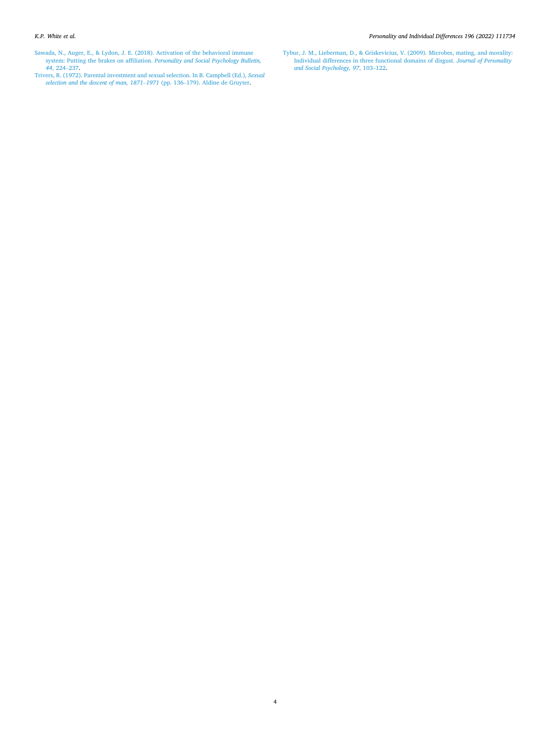Sawada, N., Auger, E., & Lydon, J. E. (2018). Activation of the behavioral immune system: Putting the brakes on affiliation. *Personality and Social Psychology Bulletin, 44*, 224–237.

Trivers, R. (1972). Parental investment and sexual selection. In B. Campbell (Ed.), *Sexual selection and the descent of man, 1871–1971* (pp. 136–179). Aldine de Gruyter.

Tybur, J. M., Lieberman, D., & Griskevicius, V. (2009). Microbes, mating, and morality: Individual differences in three functional domains of disgust. *Journal of Personality and Social Psychology, 97*, 103–122.